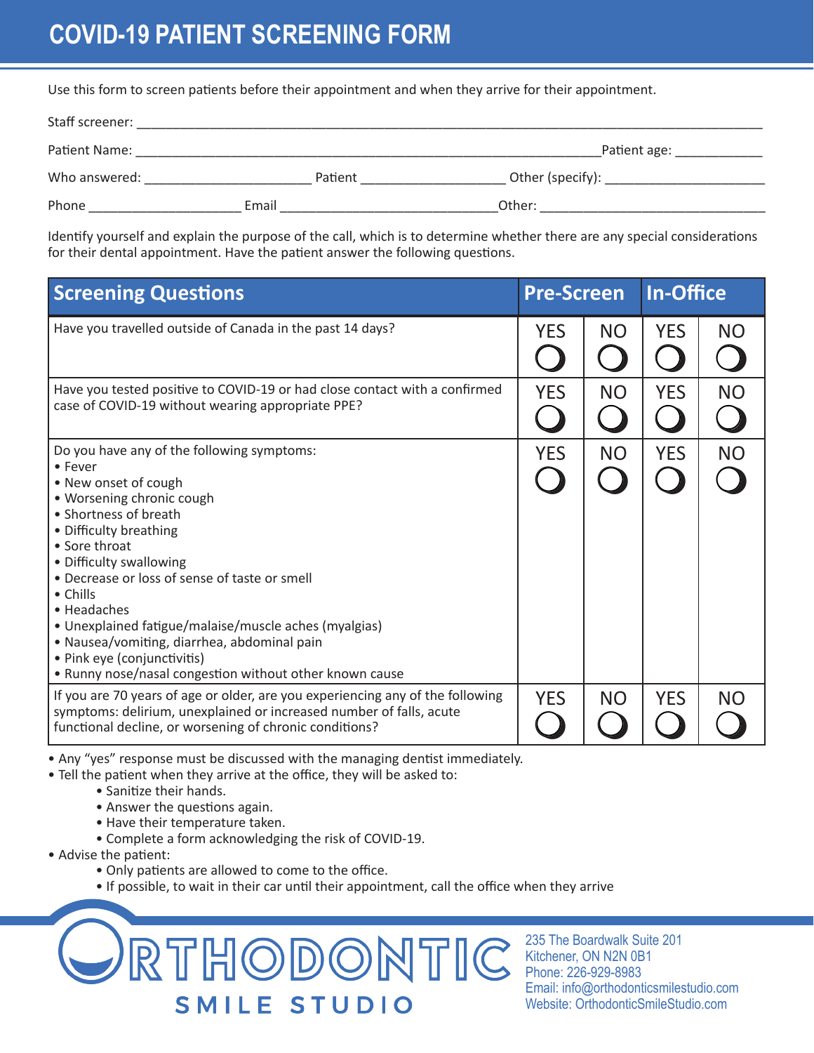# COVID-19 PATIENT SCREENING FORM

Use this form to screen patients before their appointment and when they arrive for their appointment.

Staff screener: ______________________________________________________________________________

Patient Name: ______________________________________________________Patient age: ___________

Who answered: ____________________ Patient _________________ Other (specify): ___________________

Phone __________________ Email _________________________Other: ___________________________

Identify yourself and explain the purpose of the call, which is to determine whether there are any special considerations for their dental appointment. Have the patient answer the following questions.

| Screening Questions | Pre-Screen | | In-Office | |
|---|---|---|---|---|
| Have you travelled outside of Canada in the past 14 days? | YES ○ | NO ○ | YES ○ | NO ○ |
| Have you tested positive to COVID-19 or had close contact with a confirmed case of COVID-19 without wearing appropriate PPE? | YES ○ | NO ○ | YES ○ | NO ○ |
| Do you have any of the following symptoms:<br>• Fever<br>• New onset of cough<br>• Worsening chronic cough<br>• Shortness of breath<br>• Difficulty breathing<br>• Sore throat<br>• Difficulty swallowing<br>• Decrease or loss of sense of taste or smell<br>• Chills<br>• Headaches<br>• Unexplained fatigue/malaise/muscle aches (myalgias)<br>• Nausea/vomiting, diarrhea, abdominal pain<br>• Pink eye (conjunctivitis)<br>• Runny nose/nasal congestion without other known cause | YES ○ | NO ○ | YES ○ | NO ○ |
| If you are 70 years of age or older, are you experiencing any of the following symptoms: delirium, unexplained or increased number of falls, acute functional decline, or worsening of chronic conditions? | YES ○ | NO ○ | YES ○ | NO ○ |

- Any "yes" response must be discussed with the managing dentist immediately.
- Tell the patient when they arrive at the office, they will be asked to:
  - Sanitize their hands.
  - Answer the questions again.
  - Have their temperature taken.
  - Complete a form acknowledging the risk of COVID-19.
- Advise the patient:
  - Only patients are allowed to come to the office.
  - If possible, to wait in their car until their appointment, call the office when they arrive

ORTHODONTIC SMILE STUDIO

235 The Boardwalk Suite 201
Kitchener, ON N2N 0B1
Phone: 226-929-8983
Email: info@orthodonticsmilestudio.com
Website: OrthodonticSmileStudio.com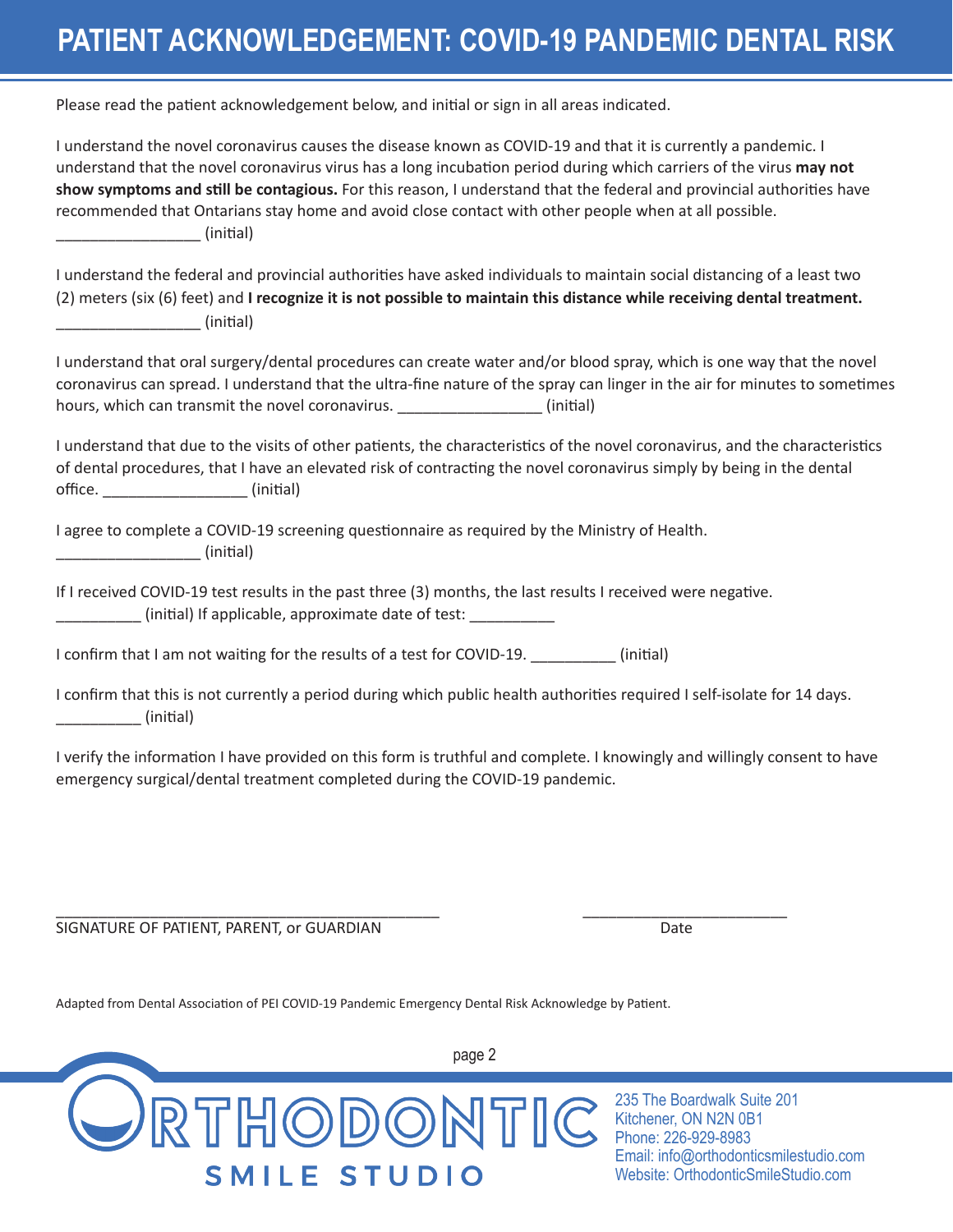# PATIENT ACKNOWLEDGEMENT: COVID-19 PANDEMIC DENTAL RISK

Please read the patient acknowledgement below, and initial or sign in all areas indicated.

I understand the novel coronavirus causes the disease known as COVID-19 and that it is currently a pandemic. I understand that the novel coronavirus virus has a long incubation period during which carriers of the virus **may not show symptoms and still be contagious.** For this reason, I understand that the federal and provincial authorities have recommended that Ontarians stay home and avoid close contact with other people when at all possible.
_________________ (initial)

I understand the federal and provincial authorities have asked individuals to maintain social distancing of a least two (2) meters (six (6) feet) and **I recognize it is not possible to maintain this distance while receiving dental treatment.**
_________________ (initial)

I understand that oral surgery/dental procedures can create water and/or blood spray, which is one way that the novel coronavirus can spread. I understand that the ultra-fine nature of the spray can linger in the air for minutes to sometimes hours, which can transmit the novel coronavirus. _________________ (initial)

I understand that due to the visits of other patients, the characteristics of the novel coronavirus, and the characteristics of dental procedures, that I have an elevated risk of contracting the novel coronavirus simply by being in the dental office. _________________ (initial)

I agree to complete a COVID-19 screening questionnaire as required by the Ministry of Health.
_________________ (initial)

If I received COVID-19 test results in the past three (3) months, the last results I received were negative.
__________ (initial) If applicable, approximate date of test: __________

I confirm that I am not waiting for the results of a test for COVID-19. __________ (initial)

I confirm that this is not currently a period during which public health authorities required I self-isolate for 14 days.
__________ (initial)

I verify the information I have provided on this form is truthful and complete. I knowingly and willingly consent to have emergency surgical/dental treatment completed during the COVID-19 pandemic.

______________________________________________ ________________________

SIGNATURE OF PATIENT, PARENT, or GUARDIAN Date

Adapted from Dental Association of PEI COVID-19 Pandemic Emergency Dental Risk Acknowledge by Patient.

ORTHODONTIC SMILE STUDIO

235 The Boardwalk Suite 201
Kitchener, ON N2N 0B1
Phone: 226-929-8983
Email: info@orthodonticsmilestudio.com
Website: OrthodonticSmileStudio.com